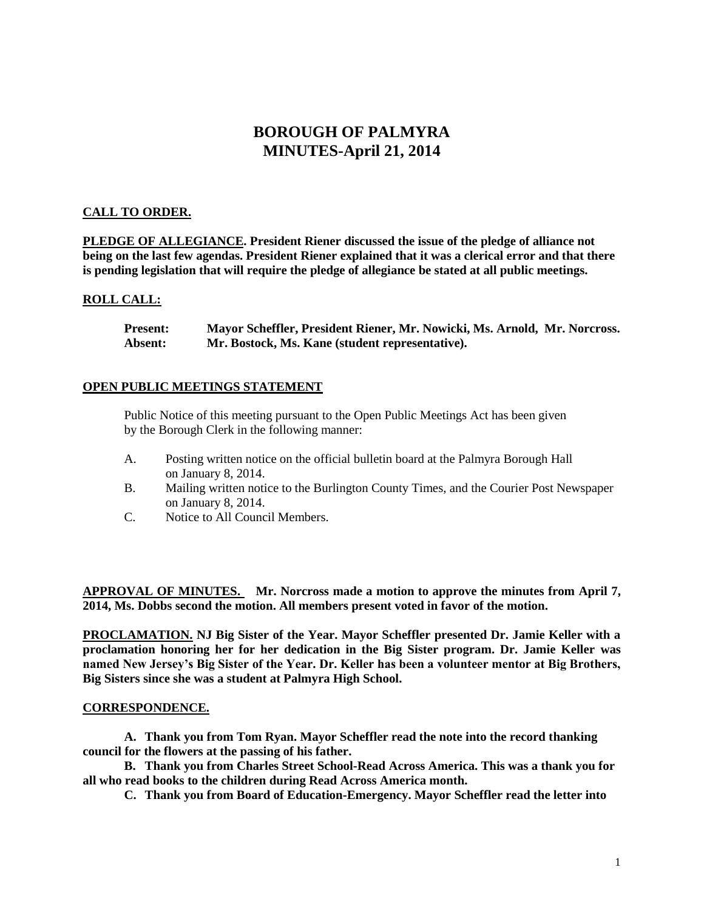# BOROUGH OF PALMYRA
# MINUTES-April 21, 2014

**CALL TO ORDER.**

**PLEDGE OF ALLEGIANCE. President Riener discussed the issue of the pledge of alliance not being on the last few agendas. President Riener explained that it was a clerical error and that there is pending legislation that will require the pledge of allegiance be stated at all public meetings.**

**ROLL CALL:**

**Present:** **Mayor Scheffler, President Riener, Mr. Nowicki, Ms. Arnold, Mr. Norcross.**
**Absent:** **Mr. Bostock, Ms. Kane (student representative).**

**OPEN PUBLIC MEETINGS STATEMENT**

Public Notice of this meeting pursuant to the Open Public Meetings Act has been given by the Borough Clerk in the following manner:

A. Posting written notice on the official bulletin board at the Palmyra Borough Hall on January 8, 2014.

B. Mailing written notice to the Burlington County Times, and the Courier Post Newspaper on January 8, 2014.

C. Notice to All Council Members.

**APPROVAL OF MINUTES. Mr. Norcross made a motion to approve the minutes from April 7, 2014, Ms. Dobbs second the motion. All members present voted in favor of the motion.**

**PROCLAMATION. NJ Big Sister of the Year. Mayor Scheffler presented Dr. Jamie Keller with a proclamation honoring her for her dedication in the Big Sister program. Dr. Jamie Keller was named New Jersey's Big Sister of the Year. Dr. Keller has been a volunteer mentor at Big Brothers, Big Sisters since she was a student at Palmyra High School.**

**CORRESPONDENCE.**

**A. Thank you from Tom Ryan. Mayor Scheffler read the note into the record thanking council for the flowers at the passing of his father.**

**B. Thank you from Charles Street School-Read Across America. This was a thank you for all who read books to the children during Read Across America month.**

**C. Thank you from Board of Education-Emergency. Mayor Scheffler read the letter into**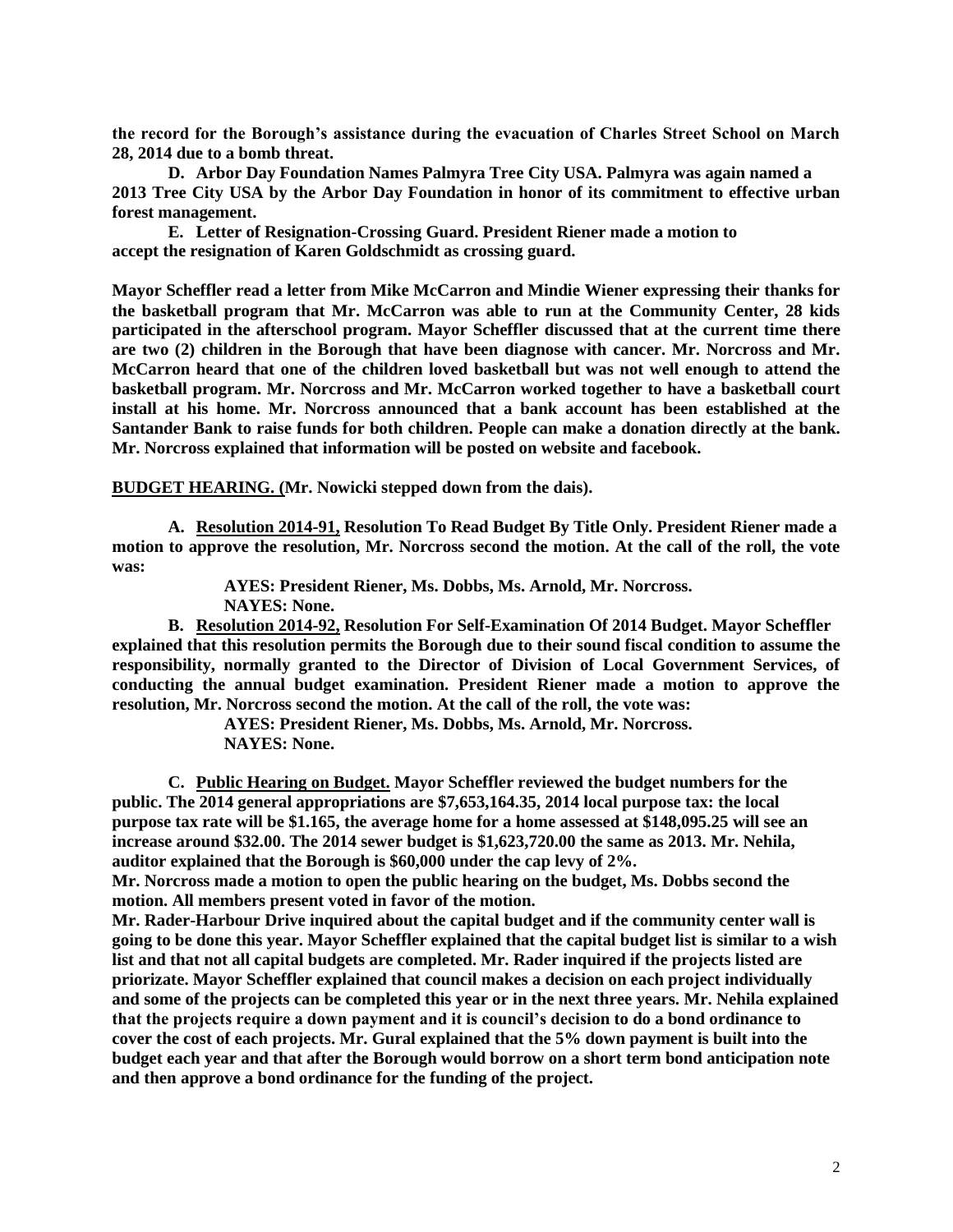**the record for the Borough's assistance during the evacuation of Charles Street School on March 28, 2014 due to a bomb threat.**

**D. Arbor Day Foundation Names Palmyra Tree City USA. Palmyra was again named a 2013 Tree City USA by the Arbor Day Foundation in honor of its commitment to effective urban forest management.**

**E. Letter of Resignation-Crossing Guard. President Riener made a motion to accept the resignation of Karen Goldschmidt as crossing guard.**

**Mayor Scheffler read a letter from Mike McCarron and Mindie Wiener expressing their thanks for the basketball program that Mr. McCarron was able to run at the Community Center, 28 kids participated in the afterschool program. Mayor Scheffler discussed that at the current time there are two (2) children in the Borough that have been diagnose with cancer. Mr. Norcross and Mr. McCarron heard that one of the children loved basketball but was not well enough to attend the basketball program. Mr. Norcross and Mr. McCarron worked together to have a basketball court install at his home. Mr. Norcross announced that a bank account has been established at the Santander Bank to raise funds for both children. People can make a donation directly at the bank. Mr. Norcross explained that information will be posted on website and facebook.**

**<u>BUDGET HEARING. (</u>Mr. Nowicki stepped down from the dais).**

**A. <u>Resolution 2014-91,</u> Resolution To Read Budget By Title Only. President Riener made a motion to approve the resolution, Mr. Norcross second the motion. At the call of the roll, the vote was:**

**AYES: President Riener, Ms. Dobbs, Ms. Arnold, Mr. Norcross.**
**NAYES: None.**

**B. <u>Resolution 2014-92,</u> Resolution For Self-Examination Of 2014 Budget. Mayor Scheffler explained that this resolution permits the Borough due to their sound fiscal condition to assume the responsibility, normally granted to the Director of Division of Local Government Services, of conducting the annual budget examination. President Riener made a motion to approve the resolution, Mr. Norcross second the motion. At the call of the roll, the vote was:**

**AYES: President Riener, Ms. Dobbs, Ms. Arnold, Mr. Norcross.**
**NAYES: None.**

**C. <u>Public Hearing on Budget.</u> Mayor Scheffler reviewed the budget numbers for the public. The 2014 general appropriations are $7,653,164.35, 2014 local purpose tax: the local purpose tax rate will be $1.165, the average home for a home assessed at $148,095.25 will see an increase around $32.00. The 2014 sewer budget is $1,623,720.00 the same as 2013. Mr. Nehila, auditor explained that the Borough is $60,000 under the cap levy of 2%.**

**Mr. Norcross made a motion to open the public hearing on the budget, Ms. Dobbs second the motion. All members present voted in favor of the motion.**

**Mr. Rader-Harbour Drive inquired about the capital budget and if the community center wall is going to be done this year. Mayor Scheffler explained that the capital budget list is similar to a wish list and that not all capital budgets are completed. Mr. Rader inquired if the projects listed are priorizate. Mayor Scheffler explained that council makes a decision on each project individually and some of the projects can be completed this year or in the next three years. Mr. Nehila explained that the projects require a down payment and it is council's decision to do a bond ordinance to cover the cost of each projects. Mr. Gural explained that the 5% down payment is built into the budget each year and that after the Borough would borrow on a short term bond anticipation note and then approve a bond ordinance for the funding of the project.**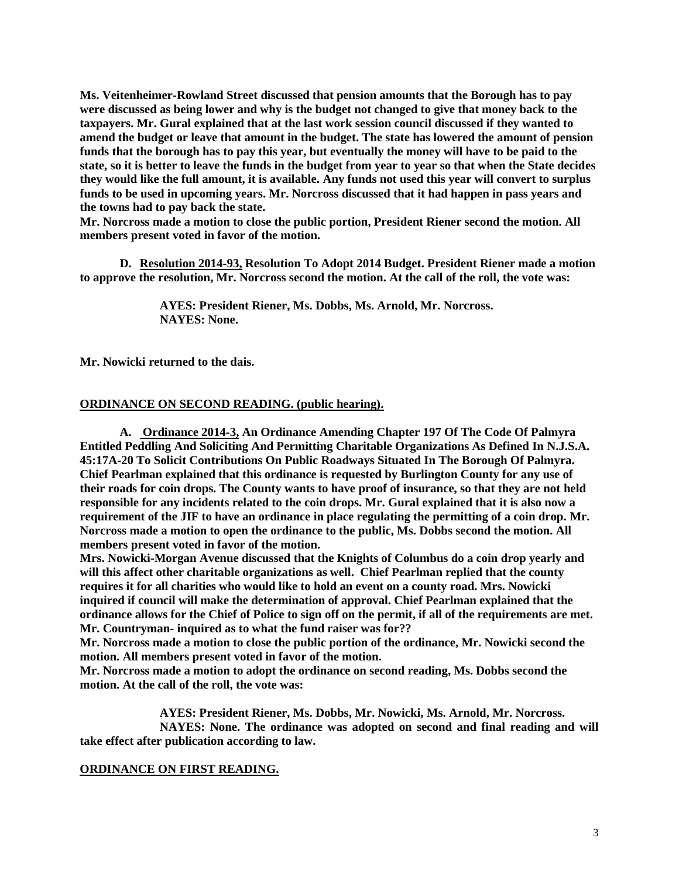**Ms. Veitenheimer-Rowland Street discussed that pension amounts that the Borough has to pay were discussed as being lower and why is the budget not changed to give that money back to the taxpayers. Mr. Gural explained that at the last work session council discussed if they wanted to amend the budget or leave that amount in the budget. The state has lowered the amount of pension funds that the borough has to pay this year, but eventually the money will have to be paid to the state, so it is better to leave the funds in the budget from year to year so that when the State decides they would like the full amount, it is available. Any funds not used this year will convert to surplus funds to be used in upcoming years. Mr. Norcross discussed that it had happen in pass years and the towns had to pay back the state.**

**Mr. Norcross made a motion to close the public portion, President Riener second the motion. All members present voted in favor of the motion.**

**D. <u>Resolution 2014-93,</u> Resolution To Adopt 2014 Budget. President Riener made a motion to approve the resolution, Mr. Norcross second the motion. At the call of the roll, the vote was:**

**AYES: President Riener, Ms. Dobbs, Ms. Arnold, Mr. Norcross.**
**NAYES: None.**

**Mr. Nowicki returned to the dais.**

**<u>ORDINANCE ON SECOND READING. (public hearing).</u>**

**A. <u>Ordinance 2014-3,</u> An Ordinance Amending Chapter 197 Of The Code Of Palmyra Entitled Peddling And Soliciting And Permitting Charitable Organizations As Defined In N.J.S.A. 45:17A-20 To Solicit Contributions On Public Roadways Situated In The Borough Of Palmyra. Chief Pearlman explained that this ordinance is requested by Burlington County for any use of their roads for coin drops. The County wants to have proof of insurance, so that they are not held responsible for any incidents related to the coin drops. Mr. Gural explained that it is also now a requirement of the JIF to have an ordinance in place regulating the permitting of a coin drop. Mr. Norcross made a motion to open the ordinance to the public, Ms. Dobbs second the motion. All members present voted in favor of the motion.**

**Mrs. Nowicki-Morgan Avenue discussed that the Knights of Columbus do a coin drop yearly and will this affect other charitable organizations as well. Chief Pearlman replied that the county requires it for all charities who would like to hold an event on a county road. Mrs. Nowicki inquired if council will make the determination of approval. Chief Pearlman explained that the ordinance allows for the Chief of Police to sign off on the permit, if all of the requirements are met. Mr. Countryman- inquired as to what the fund raiser was for??**

**Mr. Norcross made a motion to close the public portion of the ordinance, Mr. Nowicki second the motion. All members present voted in favor of the motion.**

**Mr. Norcross made a motion to adopt the ordinance on second reading, Ms. Dobbs second the motion. At the call of the roll, the vote was:**

**AYES: President Riener, Ms. Dobbs, Mr. Nowicki, Ms. Arnold, Mr. Norcross.**
**NAYES: None. The ordinance was adopted on second and final reading and will take effect after publication according to law.**

**<u>ORDINANCE ON FIRST READING.</u>**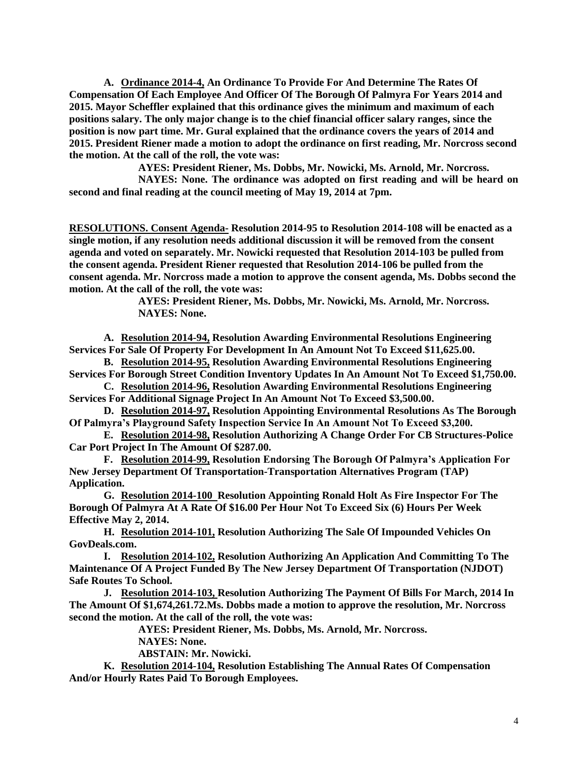**A. <u>Ordinance 2014-4,</u> An Ordinance To Provide For And Determine The Rates Of Compensation Of Each Employee And Officer Of The Borough Of Palmyra For Years 2014 and 2015. Mayor Scheffler explained that this ordinance gives the minimum and maximum of each positions salary. The only major change is to the chief financial officer salary ranges, since the position is now part time. Mr. Gural explained that the ordinance covers the years of 2014 and 2015. President Riener made a motion to adopt the ordinance on first reading, Mr. Norcross second the motion. At the call of the roll, the vote was:**

**AYES: President Riener, Ms. Dobbs, Mr. Nowicki, Ms. Arnold, Mr. Norcross.**

**NAYES: None. The ordinance was adopted on first reading and will be heard on second and final reading at the council meeting of May 19, 2014 at 7pm.**

**<u>RESOLUTIONS. Consent Agenda-</u> Resolution 2014-95 to Resolution 2014-108 will be enacted as a single motion, if any resolution needs additional discussion it will be removed from the consent agenda and voted on separately. Mr. Nowicki requested that Resolution 2014-103 be pulled from the consent agenda. President Riener requested that Resolution 2014-106 be pulled from the consent agenda. Mr. Norcross made a motion to approve the consent agenda, Ms. Dobbs second the motion. At the call of the roll, the vote was:**

**AYES: President Riener, Ms. Dobbs, Mr. Nowicki, Ms. Arnold, Mr. Norcross.**
**NAYES: None.**

**A. <u>Resolution 2014-94,</u> Resolution Awarding Environmental Resolutions Engineering Services For Sale Of Property For Development In An Amount Not To Exceed $11,625.00.**

**B. <u>Resolution 2014-95,</u> Resolution Awarding Environmental Resolutions Engineering Services For Borough Street Condition Inventory Updates In An Amount Not To Exceed $1,750.00.**

**C. <u>Resolution 2014-96,</u> Resolution Awarding Environmental Resolutions Engineering Services For Additional Signage Project In An Amount Not To Exceed $3,500.00.**

**D. <u>Resolution 2014-97,</u> Resolution Appointing Environmental Resolutions As The Borough Of Palmyra's Playground Safety Inspection Service In An Amount Not To Exceed $3,200.**

**E. <u>Resolution 2014-98,</u> Resolution Authorizing A Change Order For CB Structures-Police Car Port Project In The Amount Of $287.00.**

**F. <u>Resolution 2014-99,</u> Resolution Endorsing The Borough Of Palmyra's Application For New Jersey Department Of Transportation-Transportation Alternatives Program (TAP) Application.**

**G. <u>Resolution 2014-100</u> Resolution Appointing Ronald Holt As Fire Inspector For The Borough Of Palmyra At A Rate Of $16.00 Per Hour Not To Exceed Six (6) Hours Per Week Effective May 2, 2014.**

**H. <u>Resolution 2014-101,</u> Resolution Authorizing The Sale Of Impounded Vehicles On GovDeals.com.**

**I. <u>Resolution 2014-102,</u> Resolution Authorizing An Application And Committing To The Maintenance Of A Project Funded By The New Jersey Department Of Transportation (NJDOT) Safe Routes To School.**

**J. <u>Resolution 2014-103,</u> Resolution Authorizing The Payment Of Bills For March, 2014 In The Amount Of $1,674,261.72.Ms. Dobbs made a motion to approve the resolution, Mr. Norcross second the motion. At the call of the roll, the vote was:**

**AYES: President Riener, Ms. Dobbs, Ms. Arnold, Mr. Norcross.**
**NAYES: None.**
**ABSTAIN: Mr. Nowicki.**

**K. <u>Resolution 2014-104,</u> Resolution Establishing The Annual Rates Of Compensation And/or Hourly Rates Paid To Borough Employees.**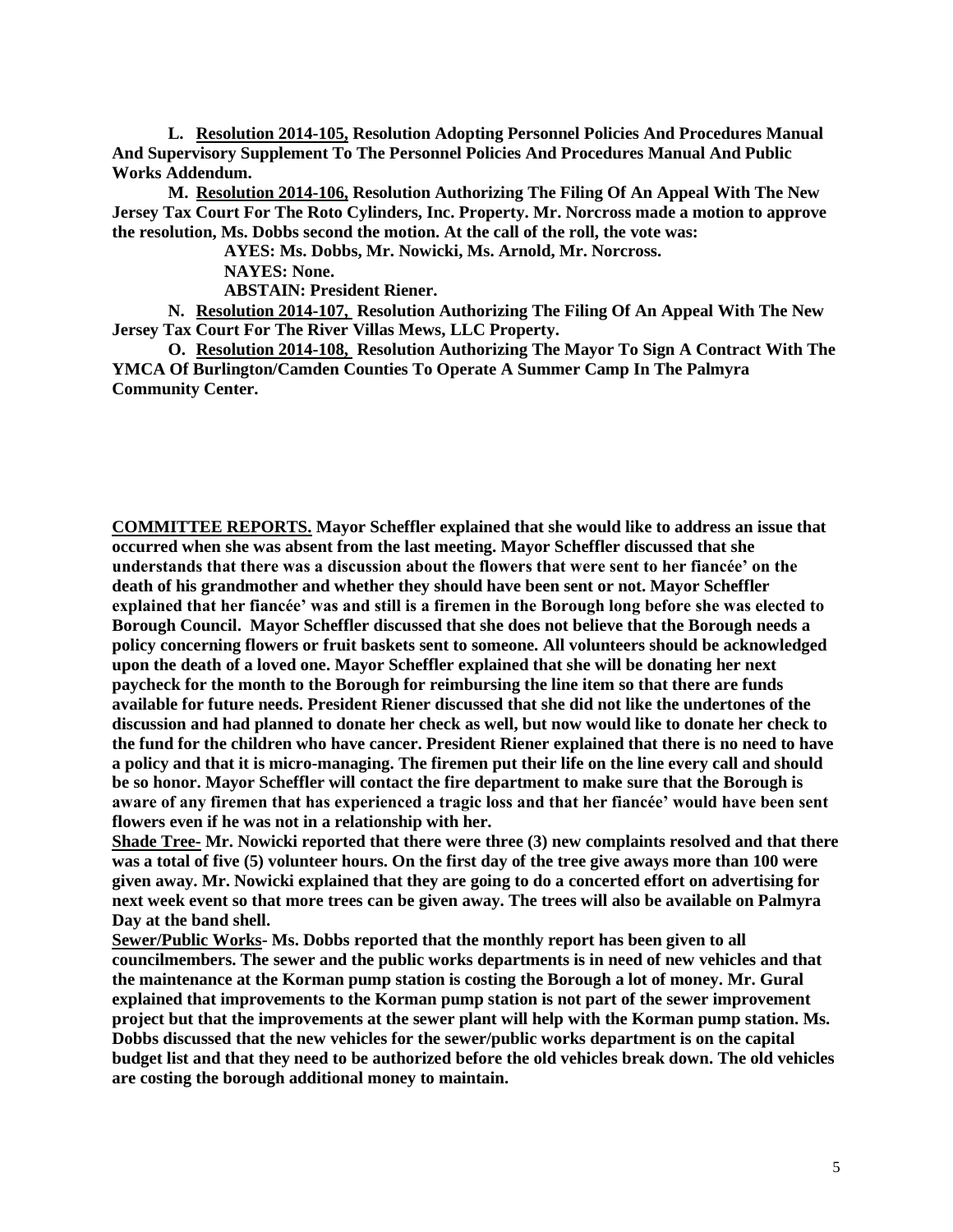**L. <u>Resolution 2014-105,</u> Resolution Adopting Personnel Policies And Procedures Manual And Supervisory Supplement To The Personnel Policies And Procedures Manual And Public Works Addendum.**

**M. <u>Resolution 2014-106,</u> Resolution Authorizing The Filing Of An Appeal With The New Jersey Tax Court For The Roto Cylinders, Inc. Property. Mr. Norcross made a motion to approve the resolution, Ms. Dobbs second the motion. At the call of the roll, the vote was:**

**AYES: Ms. Dobbs, Mr. Nowicki, Ms. Arnold, Mr. Norcross.**

**NAYES: None.**

**ABSTAIN: President Riener.**

**N. <u>Resolution 2014-107,</u> Resolution Authorizing The Filing Of An Appeal With The New Jersey Tax Court For The River Villas Mews, LLC Property.**

**O. <u>Resolution 2014-108,</u> Resolution Authorizing The Mayor To Sign A Contract With The YMCA Of Burlington/Camden Counties To Operate A Summer Camp In The Palmyra Community Center.**

**<u>COMMITTEE REPORTS.</u> Mayor Scheffler explained that she would like to address an issue that occurred when she was absent from the last meeting. Mayor Scheffler discussed that she understands that there was a discussion about the flowers that were sent to her fiancée' on the death of his grandmother and whether they should have been sent or not. Mayor Scheffler explained that her fiancée' was and still is a firemen in the Borough long before she was elected to Borough Council. Mayor Scheffler discussed that she does not believe that the Borough needs a policy concerning flowers or fruit baskets sent to someone. All volunteers should be acknowledged upon the death of a loved one. Mayor Scheffler explained that she will be donating her next paycheck for the month to the Borough for reimbursing the line item so that there are funds available for future needs. President Riener discussed that she did not like the undertones of the discussion and had planned to donate her check as well, but now would like to donate her check to the fund for the children who have cancer. President Riener explained that there is no need to have a policy and that it is micro-managing. The firemen put their life on the line every call and should be so honor. Mayor Scheffler will contact the fire department to make sure that the Borough is aware of any firemen that has experienced a tragic loss and that her fiancée' would have been sent flowers even if he was not in a relationship with her.**

**<u>Shade Tree-</u> Mr. Nowicki reported that there were three (3) new complaints resolved and that there was a total of five (5) volunteer hours. On the first day of the tree give aways more than 100 were given away. Mr. Nowicki explained that they are going to do a concerted effort on advertising for next week event so that more trees can be given away. The trees will also be available on Palmyra Day at the band shell.**

**<u>Sewer/Public Works</u>- Ms. Dobbs reported that the monthly report has been given to all councilmembers. The sewer and the public works departments is in need of new vehicles and that the maintenance at the Korman pump station is costing the Borough a lot of money. Mr. Gural explained that improvements to the Korman pump station is not part of the sewer improvement project but that the improvements at the sewer plant will help with the Korman pump station. Ms. Dobbs discussed that the new vehicles for the sewer/public works department is on the capital budget list and that they need to be authorized before the old vehicles break down. The old vehicles are costing the borough additional money to maintain.**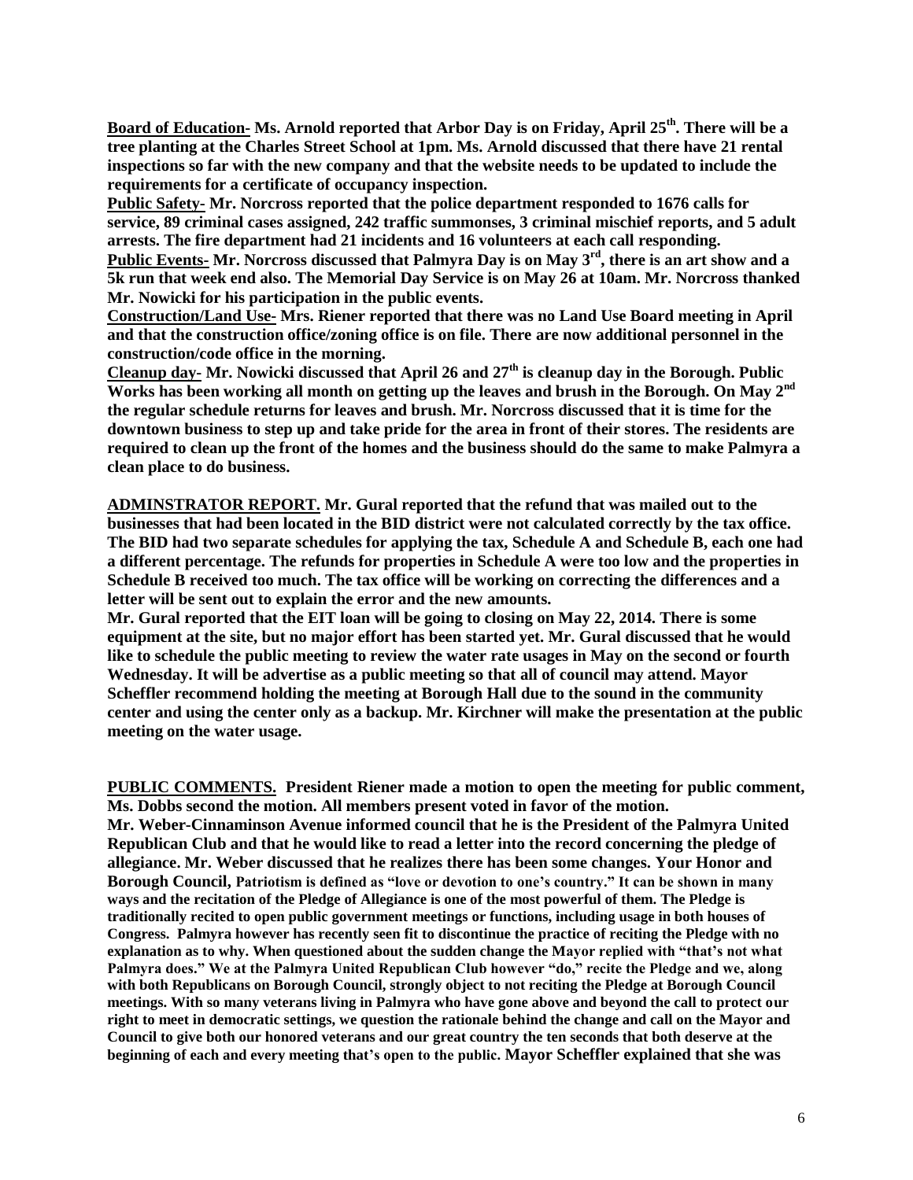**Board of Education-** **Ms. Arnold reported that Arbor Day is on Friday, April 25th. There will be a tree planting at the Charles Street School at 1pm. Ms. Arnold discussed that there have 21 rental inspections so far with the new company and that the website needs to be updated to include the requirements for a certificate of occupancy inspection.**

**Public Safety-** **Mr. Norcross reported that the police department responded to 1676 calls for service, 89 criminal cases assigned, 242 traffic summonses, 3 criminal mischief reports, and 5 adult arrests. The fire department had 21 incidents and 16 volunteers at each call responding.**

**Public Events-** **Mr. Norcross discussed that Palmyra Day is on May 3rd, there is an art show and a 5k run that week end also. The Memorial Day Service is on May 26 at 10am. Mr. Norcross thanked Mr. Nowicki for his participation in the public events.**

**Construction/Land Use-** **Mrs. Riener reported that there was no Land Use Board meeting in April and that the construction office/zoning office is on file. There are now additional personnel in the construction/code office in the morning.**

**Cleanup day-** **Mr. Nowicki discussed that April 26 and 27th is cleanup day in the Borough. Public Works has been working all month on getting up the leaves and brush in the Borough. On May 2nd the regular schedule returns for leaves and brush. Mr. Norcross discussed that it is time for the downtown business to step up and take pride for the area in front of their stores. The residents are required to clean up the front of the homes and the business should do the same to make Palmyra a clean place to do business.**

**ADMINSTRATOR REPORT.** **Mr. Gural reported that the refund that was mailed out to the businesses that had been located in the BID district were not calculated correctly by the tax office. The BID had two separate schedules for applying the tax, Schedule A and Schedule B, each one had a different percentage. The refunds for properties in Schedule A were too low and the properties in Schedule B received too much. The tax office will be working on correcting the differences and a letter will be sent out to explain the error and the new amounts.**

**Mr. Gural reported that the EIT loan will be going to closing on May 22, 2014. There is some equipment at the site, but no major effort has been started yet. Mr. Gural discussed that he would like to schedule the public meeting to review the water rate usages in May on the second or fourth Wednesday. It will be advertise as a public meeting so that all of council may attend. Mayor Scheffler recommend holding the meeting at Borough Hall due to the sound in the community center and using the center only as a backup. Mr. Kirchner will make the presentation at the public meeting on the water usage.**

**PUBLIC COMMENTS.** **President Riener made a motion to open the meeting for public comment, Ms. Dobbs second the motion. All members present voted in favor of the motion.**

**Mr. Weber-Cinnaminson Avenue informed council that he is the President of the Palmyra United Republican Club and that he would like to read a letter into the record concerning the pledge of allegiance. Mr. Weber discussed that he realizes there has been some changes. Your Honor and Borough Council, Patriotism is defined as "love or devotion to one's country." It can be shown in many ways and the recitation of the Pledge of Allegiance is one of the most powerful of them. The Pledge is traditionally recited to open public government meetings or functions, including usage in both houses of Congress. Palmyra however has recently seen fit to discontinue the practice of reciting the Pledge with no explanation as to why. When questioned about the sudden change the Mayor replied with "that's not what Palmyra does." We at the Palmyra United Republican Club however "do," recite the Pledge and we, along with both Republicans on Borough Council, strongly object to not reciting the Pledge at Borough Council meetings. With so many veterans living in Palmyra who have gone above and beyond the call to protect our right to meet in democratic settings, we question the rationale behind the change and call on the Mayor and Council to give both our honored veterans and our great country the ten seconds that both deserve at the beginning of each and every meeting that's open to the public. Mayor Scheffler explained that she was**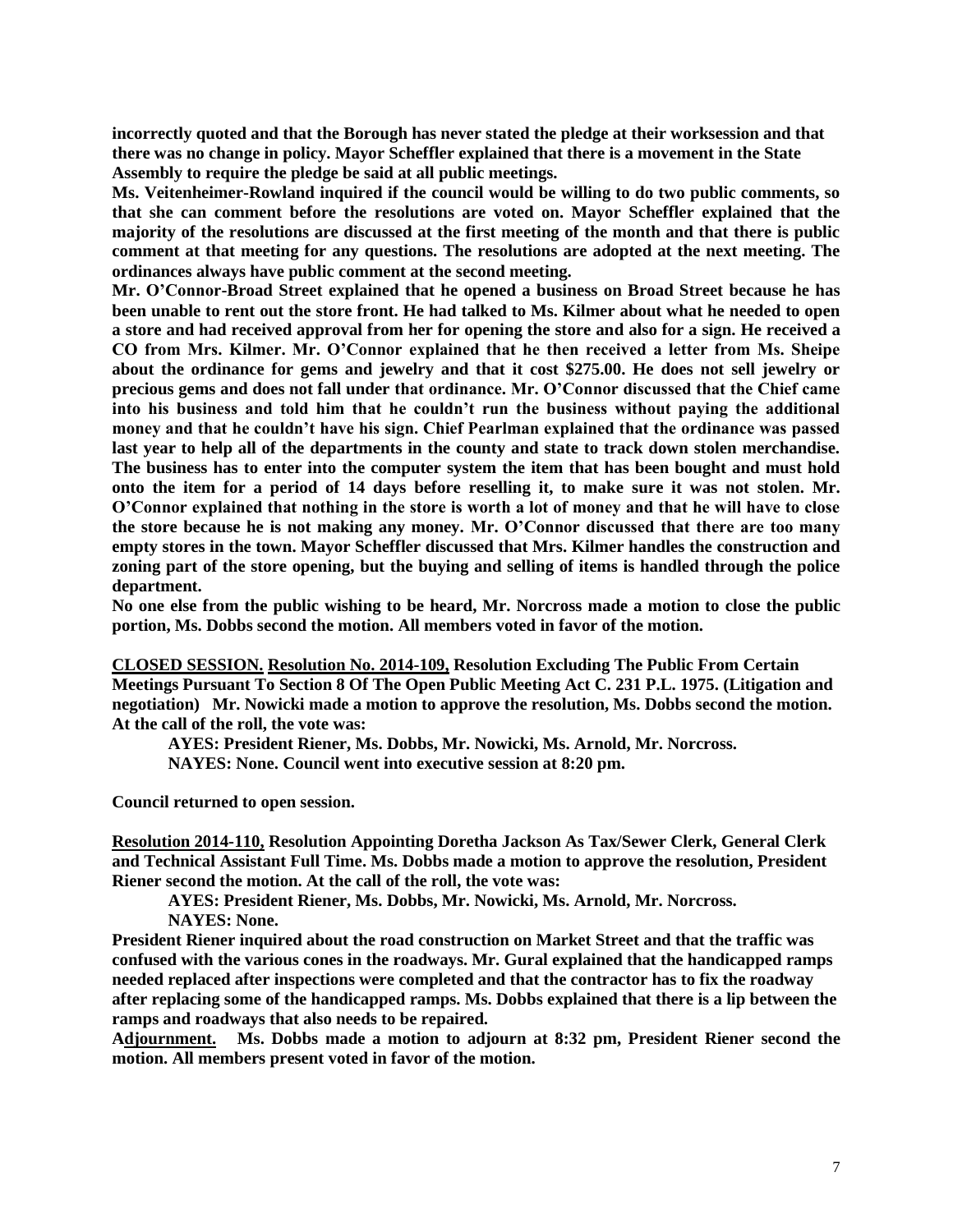**incorrectly quoted and that the Borough has never stated the pledge at their worksession and that there was no change in policy. Mayor Scheffler explained that there is a movement in the State Assembly to require the pledge be said at all public meetings.**

**Ms. Veitenheimer-Rowland inquired if the council would be willing to do two public comments, so that she can comment before the resolutions are voted on. Mayor Scheffler explained that the majority of the resolutions are discussed at the first meeting of the month and that there is public comment at that meeting for any questions. The resolutions are adopted at the next meeting. The ordinances always have public comment at the second meeting.**

**Mr. O'Connor-Broad Street explained that he opened a business on Broad Street because he has been unable to rent out the store front. He had talked to Ms. Kilmer about what he needed to open a store and had received approval from her for opening the store and also for a sign. He received a CO from Mrs. Kilmer. Mr. O'Connor explained that he then received a letter from Ms. Sheipe about the ordinance for gems and jewelry and that it cost $275.00. He does not sell jewelry or precious gems and does not fall under that ordinance. Mr. O'Connor discussed that the Chief came into his business and told him that he couldn't run the business without paying the additional money and that he couldn't have his sign. Chief Pearlman explained that the ordinance was passed last year to help all of the departments in the county and state to track down stolen merchandise. The business has to enter into the computer system the item that has been bought and must hold onto the item for a period of 14 days before reselling it, to make sure it was not stolen. Mr. O'Connor explained that nothing in the store is worth a lot of money and that he will have to close the store because he is not making any money. Mr. O'Connor discussed that there are too many empty stores in the town. Mayor Scheffler discussed that Mrs. Kilmer handles the construction and zoning part of the store opening, but the buying and selling of items is handled through the police department.**

**No one else from the public wishing to be heard, Mr. Norcross made a motion to close the public portion, Ms. Dobbs second the motion. All members voted in favor of the motion.**

**<u>CLOSED SESSION.</u> <u>Resolution No. 2014-109,</u> Resolution Excluding The Public From Certain Meetings Pursuant To Section 8 Of The Open Public Meeting Act C. 231 P.L. 1975. (Litigation and negotiation) Mr. Nowicki made a motion to approve the resolution, Ms. Dobbs second the motion. At the call of the roll, the vote was:**

**AYES: President Riener, Ms. Dobbs, Mr. Nowicki, Ms. Arnold, Mr. Norcross.**
**NAYES: None. Council went into executive session at 8:20 pm.**

**Council returned to open session.**

**<u>Resolution 2014-110,</u> Resolution Appointing Doretha Jackson As Tax/Sewer Clerk, General Clerk and Technical Assistant Full Time. Ms. Dobbs made a motion to approve the resolution, President Riener second the motion. At the call of the roll, the vote was:**

**AYES: President Riener, Ms. Dobbs, Mr. Nowicki, Ms. Arnold, Mr. Norcross.**
**NAYES: None.**

**President Riener inquired about the road construction on Market Street and that the traffic was confused with the various cones in the roadways. Mr. Gural explained that the handicapped ramps needed replaced after inspections were completed and that the contractor has to fix the roadway after replacing some of the handicapped ramps. Ms. Dobbs explained that there is a lip between the ramps and roadways that also needs to be repaired.**

**A<u>djournment.</u> Ms. Dobbs made a motion to adjourn at 8:32 pm, President Riener second the motion. All members present voted in favor of the motion.**